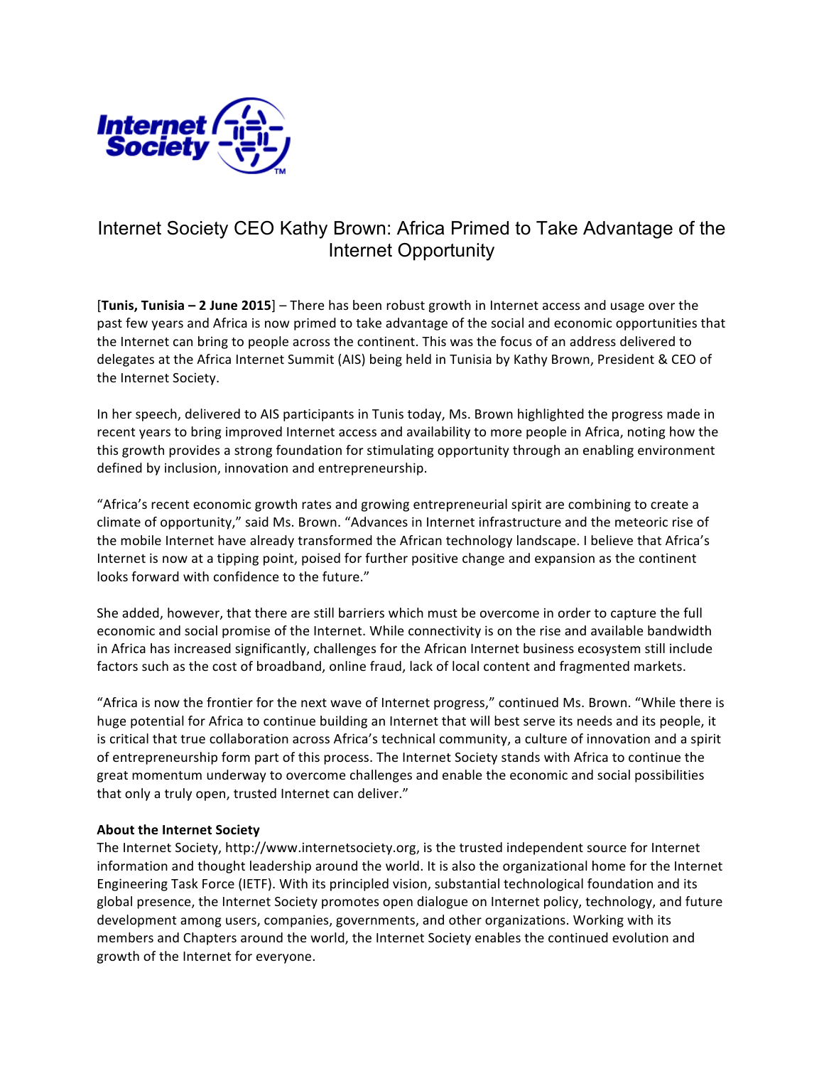# Internet Society CEO Kathy Brown: Africa Primed to Take Advantage of the Internet Opportunity

[**Tunis, Tunisia – 2 June 2015**] – There has been robust growth in Internet access and usage over the past few years and Africa is now primed to take advantage of the social and economic opportunities that the Internet can bring to people across the continent. This was the focus of an address delivered to delegates at the Africa Internet Summit (AIS) being held in Tunisia by Kathy Brown, President & CEO of the Internet Society.

In her speech, delivered to AIS participants in Tunis today, Ms. Brown highlighted the progress made in recent years to bring improved Internet access and availability to more people in Africa, noting how the this growth provides a strong foundation for stimulating opportunity through an enabling environment defined by inclusion, innovation and entrepreneurship.

"Africa's recent economic growth rates and growing entrepreneurial spirit are combining to create a climate of opportunity," said Ms. Brown. "Advances in Internet infrastructure and the meteoric rise of the mobile Internet have already transformed the African technology landscape. I believe that Africa's Internet is now at a tipping point, poised for further positive change and expansion as the continent looks forward with confidence to the future."

She added, however, that there are still barriers which must be overcome in order to capture the full economic and social promise of the Internet. While connectivity is on the rise and available bandwidth in Africa has increased significantly, challenges for the African Internet business ecosystem still include factors such as the cost of broadband, online fraud, lack of local content and fragmented markets.

"Africa is now the frontier for the next wave of Internet progress," continued Ms. Brown. "While there is huge potential for Africa to continue building an Internet that will best serve its needs and its people, it is critical that true collaboration across Africa's technical community, a culture of innovation and a spirit of entrepreneurship form part of this process. The Internet Society stands with Africa to continue the great momentum underway to overcome challenges and enable the economic and social possibilities that only a truly open, trusted Internet can deliver."

**About the Internet Society**

The Internet Society, http://www.internetsociety.org, is the trusted independent source for Internet information and thought leadership around the world. It is also the organizational home for the Internet Engineering Task Force (IETF). With its principled vision, substantial technological foundation and its global presence, the Internet Society promotes open dialogue on Internet policy, technology, and future development among users, companies, governments, and other organizations. Working with its members and Chapters around the world, the Internet Society enables the continued evolution and growth of the Internet for everyone.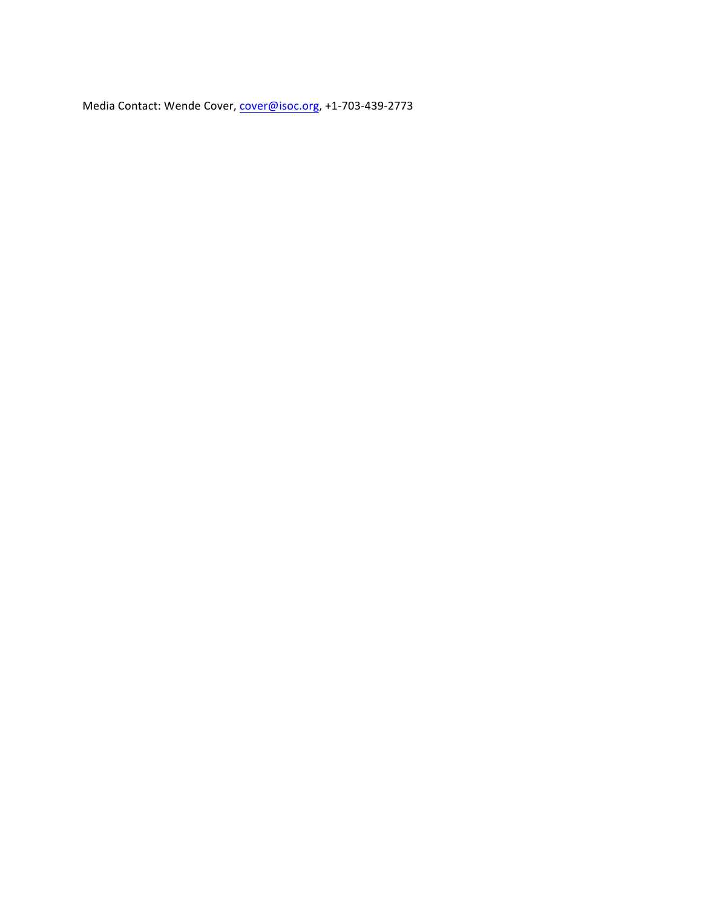Media Contact: Wende Cover, cover@isoc.org, +1-703-439-2773